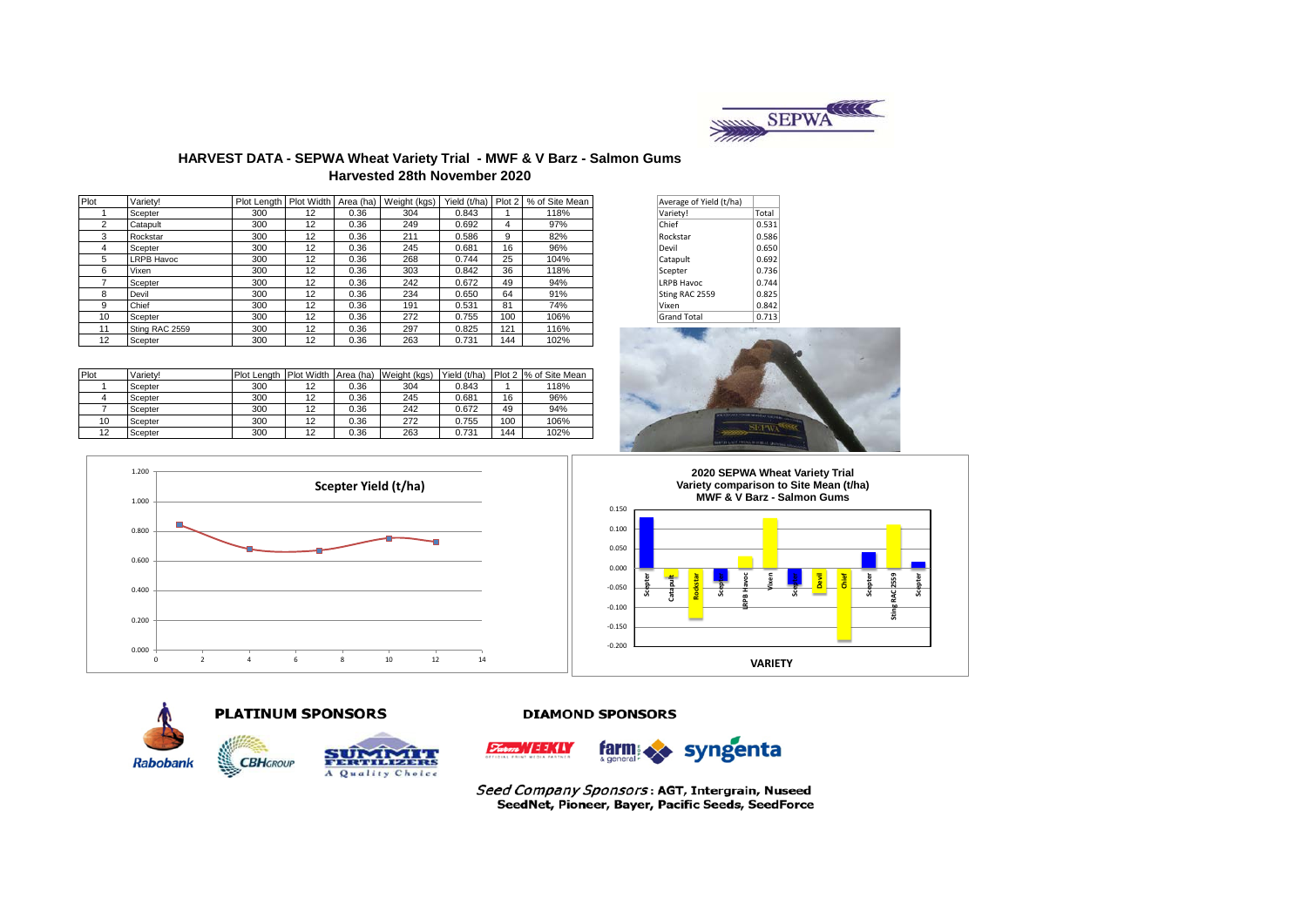# HARVEST DATA - SEPWA Wheat Variety Trial - MWF & V Barz - Salmon Gums

## Harvested 28th November 2020

| Plot | Variety! | Plot Length | Plot Width | Area (ha) | Weight (kgs) | Yield (t/ha) | Plot 2 | % of Site Mean |
|---|---|---|---|---|---|---|---|---|
| 1 | Scepter | 300 | 12 | 0.36 | 304 | 0.843 | 1 | 118% |
| 2 | Catapult | 300 | 12 | 0.36 | 249 | 0.692 | 4 | 97% |
| 3 | Rockstar | 300 | 12 | 0.36 | 211 | 0.586 | 9 | 82% |
| 4 | Scepter | 300 | 12 | 0.36 | 245 | 0.681 | 16 | 96% |
| 5 | LRPB Havoc | 300 | 12 | 0.36 | 268 | 0.744 | 25 | 104% |
| 6 | Vixen | 300 | 12 | 0.36 | 303 | 0.842 | 36 | 118% |
| 7 | Scepter | 300 | 12 | 0.36 | 242 | 0.672 | 49 | 94% |
| 8 | Devil | 300 | 12 | 0.36 | 234 | 0.650 | 64 | 91% |
| 9 | Chief | 300 | 12 | 0.36 | 191 | 0.531 | 81 | 74% |
| 10 | Scepter | 300 | 12 | 0.36 | 272 | 0.755 | 100 | 106% |
| 11 | Sting RAC 2559 | 300 | 12 | 0.36 | 297 | 0.825 | 121 | 116% |
| 12 | Scepter | 300 | 12 | 0.36 | 263 | 0.731 | 144 | 102% |

| Average of Yield (t/ha) | |
|---|---|
| Variety! | Total |
| Chief | 0.531 |
| Rockstar | 0.586 |
| Devil | 0.650 |
| Catapult | 0.692 |
| Scepter | 0.736 |
| LRPB Havoc | 0.744 |
| Sting RAC 2559 | 0.825 |
| Vixen | 0.842 |
| Grand Total | 0.713 |

| Plot | Variety! | Plot Length | Plot Width | Area (ha) | Weight (kgs) | Yield (t/ha) | Plot 2 | % of Site Mean |
|---|---|---|---|---|---|---|---|---|
| 1 | Scepter | 300 | 12 | 0.36 | 304 | 0.843 | 1 | 118% |
| 4 | Scepter | 300 | 12 | 0.36 | 245 | 0.681 | 16 | 96% |
| 7 | Scepter | 300 | 12 | 0.36 | 242 | 0.672 | 49 | 94% |
| 10 | Scepter | 300 | 12 | 0.36 | 272 | 0.755 | 100 | 106% |
| 12 | Scepter | 300 | 12 | 0.36 | 263 | 0.731 | 144 | 102% |

**Scepter Yield (t/ha)**

**2020 SEPWA Wheat Variety Trial**
**Variety comparison to Site Mean (t/ha)**
**MWF & V Barz - Salmon Gums**

**PLATINUM SPONSORS**

**DIAMOND SPONSORS**

*Seed Company Sponsors*: **AGT, Intergrain, Nuseed SeedNet, Pioneer, Bayer, Pacific Seeds, SeedForce**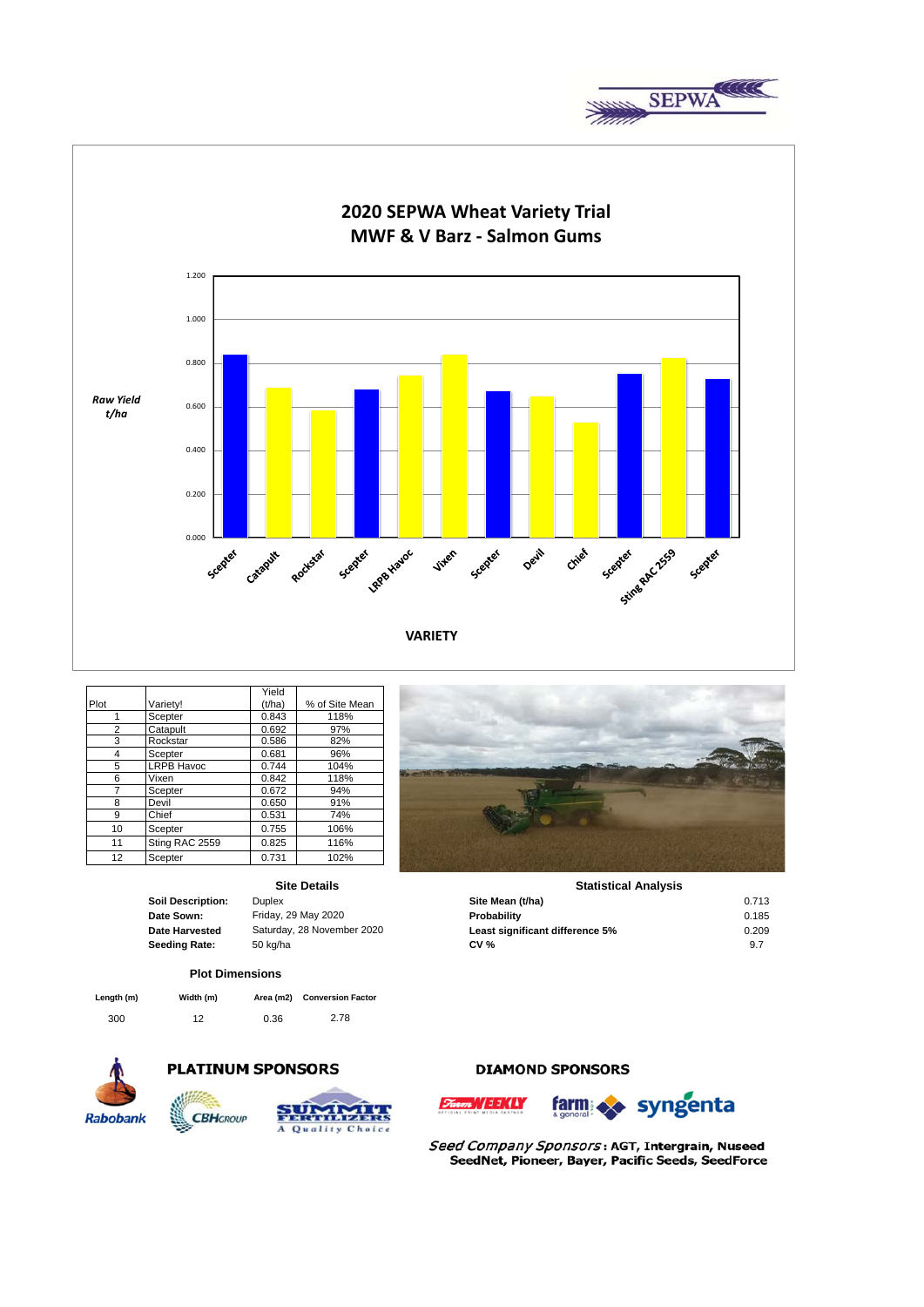SEPWA

# 2020 SEPWA Wheat Variety Trial
## MWF & V Barz - Salmon Gums

*Raw Yield t/ha*

VARIETY

| Plot | Variety! | Yield (t/ha) | % of Site Mean |
|---|---|---|---|
| 1 | Scepter | 0.843 | 118% |
| 2 | Catapult | 0.692 | 97% |
| 3 | Rockstar | 0.586 | 82% |
| 4 | Scepter | 0.681 | 96% |
| 5 | LRPB Havoc | 0.744 | 104% |
| 6 | Vixen | 0.842 | 118% |
| 7 | Scepter | 0.672 | 94% |
| 8 | Devil | 0.650 | 91% |
| 9 | Chief | 0.531 | 74% |
| 10 | Scepter | 0.755 | 106% |
| 11 | Sting RAC 2559 | 0.825 | 116% |
| 12 | Scepter | 0.731 | 102% |

### Site Details

| | |
|---|---|
| **Soil Description:** | Duplex |
| **Date Sown:** | Friday, 29 May 2020 |
| **Date Harvested** | Saturday, 28 November 2020 |
| **Seeding Rate:** | 50 kg/ha |

### Statistical Analysis

| | |
|---|---|
| **Site Mean (t/ha)** | 0.713 |
| **Probability** | 0.185 |
| **Least significant difference 5%** | 0.209 |
| **CV %** | 9.7 |

### Plot Dimensions

| Length (m) | Width (m) | Area (m2) | Conversion Factor |
|---|---|---|---|
| 300 | 12 | 0.36 | 2.78 |

**PLATINUM SPONSORS**

Rabobank, CBH Group, Summit Fertilizers – A Quality Choice

**DIAMOND SPONSORS**

Farm Weekly, farm & general, syngenta

*Seed Company Sponsors*: AGT, Intergrain, Nuseed SeedNet, Pioneer, Bayer, Pacific Seeds, SeedForce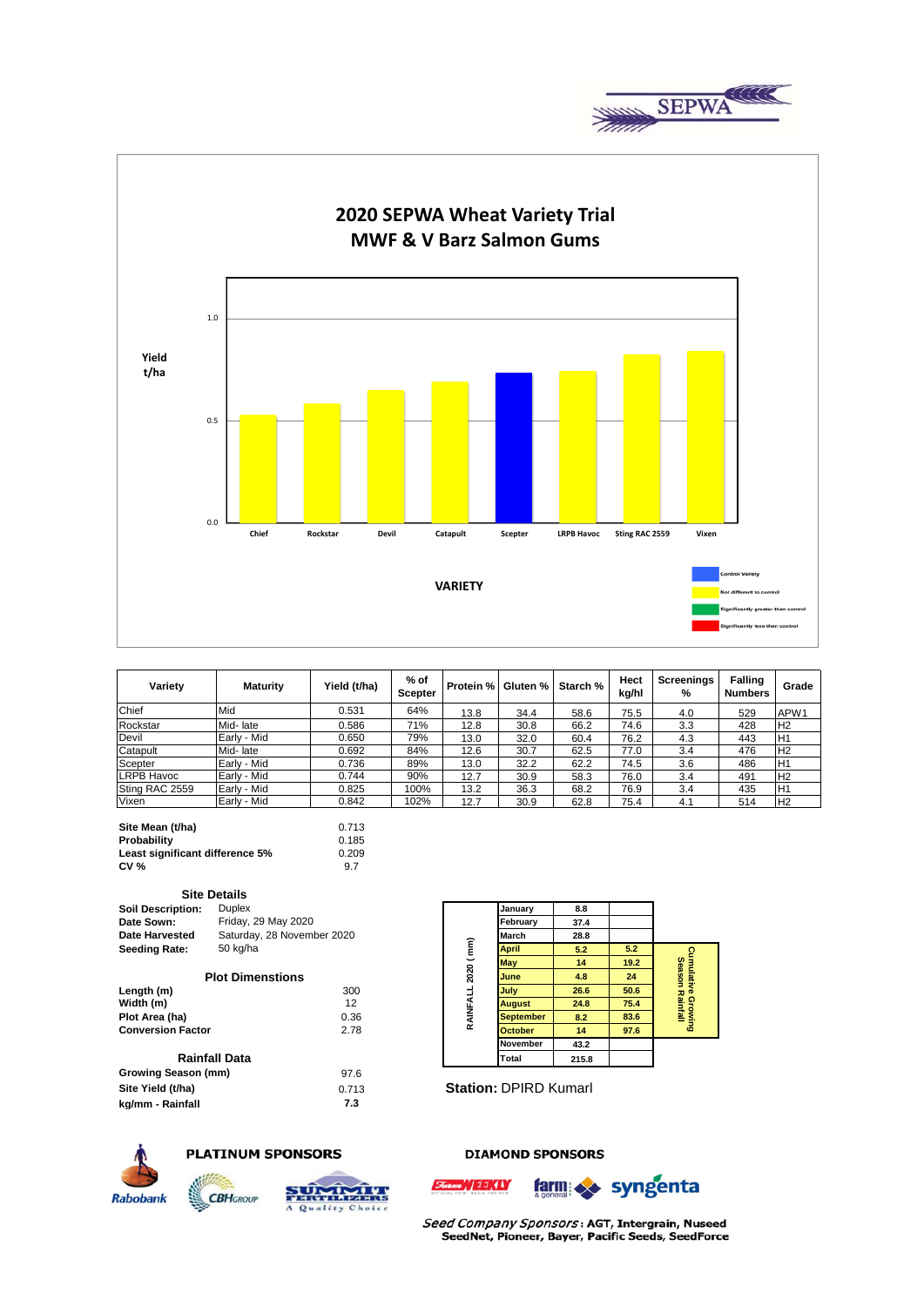SEPWA

# 2020 SEPWA Wheat Variety Trial
## MWF & V Barz Salmon Gums

Yield t/ha

1.0
0.5
0.0

Chief
Rockstar
Devil
Catapult
Scepter
LRPB Havoc
Sting RAC 2559
Vixen

VARIETY

Control Variety
Not different to control
Significantly greater than control
Significantly less than control

| Variety | Maturity | Yield (t/ha) | % of Scepter | Protein % | Gluten % | Starch % | Hect kg/hl | Screenings % | Falling Numbers | Grade |
|---|---|---|---|---|---|---|---|---|---|---|
| Chief | Mid | 0.531 | 64% | 13.8 | 34.4 | 58.6 | 75.5 | 4.0 | 529 | APW1 |
| Rockstar | Mid- late | 0.586 | 71% | 12.8 | 30.8 | 66.2 | 74.6 | 3.3 | 428 | H2 |
| Devil | Early - Mid | 0.650 | 79% | 13.0 | 32.0 | 60.4 | 76.2 | 4.3 | 443 | H1 |
| Catapult | Mid- late | 0.692 | 84% | 12.6 | 30.7 | 62.5 | 77.0 | 3.4 | 476 | H2 |
| Scepter | Early - Mid | 0.736 | 89% | 13.0 | 32.2 | 62.2 | 74.5 | 3.6 | 486 | H1 |
| LRPB Havoc | Early - Mid | 0.744 | 90% | 12.7 | 30.9 | 58.3 | 76.0 | 3.4 | 491 | H2 |
| Sting RAC 2559 | Early - Mid | 0.825 | 100% | 13.2 | 36.3 | 68.2 | 76.9 | 3.4 | 435 | H1 |
| Vixen | Early - Mid | 0.842 | 102% | 12.7 | 30.9 | 62.8 | 75.4 | 4.1 | 514 | H2 |

| | |
|---|---|
| **Site Mean (t/ha)** | 0.713 |
| **Probability** | 0.185 |
| **Least significant difference 5%** | 0.209 |
| **CV %** | 9.7 |

### Site Details

| | |
|---|---|
| **Soil Description:** | Duplex |
| **Date Sown:** | Friday, 29 May 2020 |
| **Date Harvested** | Saturday, 28 November 2020 |
| **Seeding Rate:** | 50 kg/ha |

### Plot Dimenstions

| | |
|---|---|
| **Length (m)** | 300 |
| **Width (m)** | 12 |
| **Plot Area (ha)** | 0.36 |
| **Conversion Factor** | 2.78 |

### Rainfall Data

| | |
|---|---|
| **Growing Season (mm)** | 97.6 |
| **Site Yield (t/ha)** | 0.713 |
| **kg/mm - Rainfall** | 7.3 |

RAINFALL 2020 (mm)

| Month | Rainfall | Cumulative Growing Season Rainfall |
|---|---|---|
| January | 8.8 | |
| February | 37.4 | |
| March | 28.8 | |
| April | 5.2 | 5.2 |
| May | 14 | 19.2 |
| June | 4.8 | 24 |
| July | 26.6 | 50.6 |
| August | 24.8 | 75.4 |
| September | 8.2 | 83.6 |
| October | 14 | 97.6 |
| November | 43.2 | |
| Total | 215.8 | |

**Station:** DPIRD Kumarl

**PLATINUM SPONSORS**

Rabobank, CBH Group, Summit Fertilizers – A Quality Choice

**DIAMOND SPONSORS**

Farm Weekly, farm & general, syngenta

*Seed Company Sponsors*: **AGT, Intergrain, Nuseed SeedNet, Pioneer, Bayer, Pacific Seeds, SeedForce**